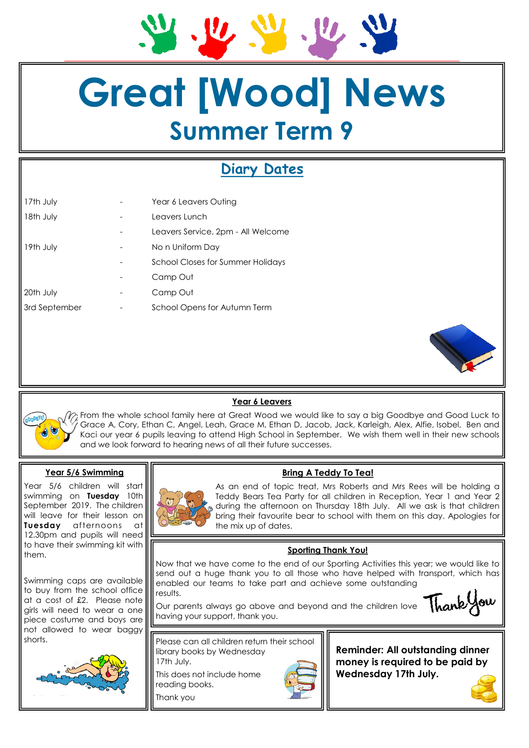# Great [Wood] News

## Summer Term 9

## Diary Dates

| | | |
|---|---|---|
| 17th July | - | Year 6 Leavers Outing |
| 18th July | - | Leavers Lunch |
| | - | Leavers Service, 2pm - All Welcome |
| 19th July | - | No n Uniform Day |
| | - | School Closes for Summer Holidays |
| | - | Camp Out |
| 20th July | - | Camp Out |
| 3rd September | - | School Opens for Autumn Term |

### Year 6 Leavers

From the whole school family here at Great Wood we would like to say a big Goodbye and Good Luck to Grace A, Cory, Ethan C, Angel, Leah, Grace M, Ethan D, Jacob, Jack, Karleigh, Alex, Alfie, Isobel, Ben and Kaci our year 6 pupils leaving to attend High School in September. We wish them well in their new schools and we look forward to hearing news of all their future successes.

### Year 5/6 Swimming

Year 5/6 children will start swimming on **Tuesday** 10th September 2019. The children will leave for their lesson on **Tuesday** afternoons at 12.30pm and pupils will need to have their swimming kit with them.

Swimming caps are available to buy from the school office at a cost of £2. Please note girls will need to wear a one piece costume and boys are not allowed to wear baggy shorts.

### Bring A Teddy To Tea!

As an end of topic treat, Mrs Roberts and Mrs Rees will be holding a Teddy Bears Tea Party for all children in Reception, Year 1 and Year 2 during the afternoon on Thursday 18th July. All we ask is that children bring their favourite bear to school with them on this day. Apologies for the mix up of dates.

### Sporting Thank You!

Now that we have come to the end of our Sporting Activities this year; we would like to send out a huge thank you to all those who have helped with transport, which has enabled our teams to take part and achieve some outstanding results.

Our parents always go above and beyond and the children love having your support, thank you.

Thank You

Please can all children return their school library books by Wednesday 17th July.

This does not include home reading books.

Thank you

**Reminder: All outstanding dinner money is required to be paid by Wednesday 17th July.**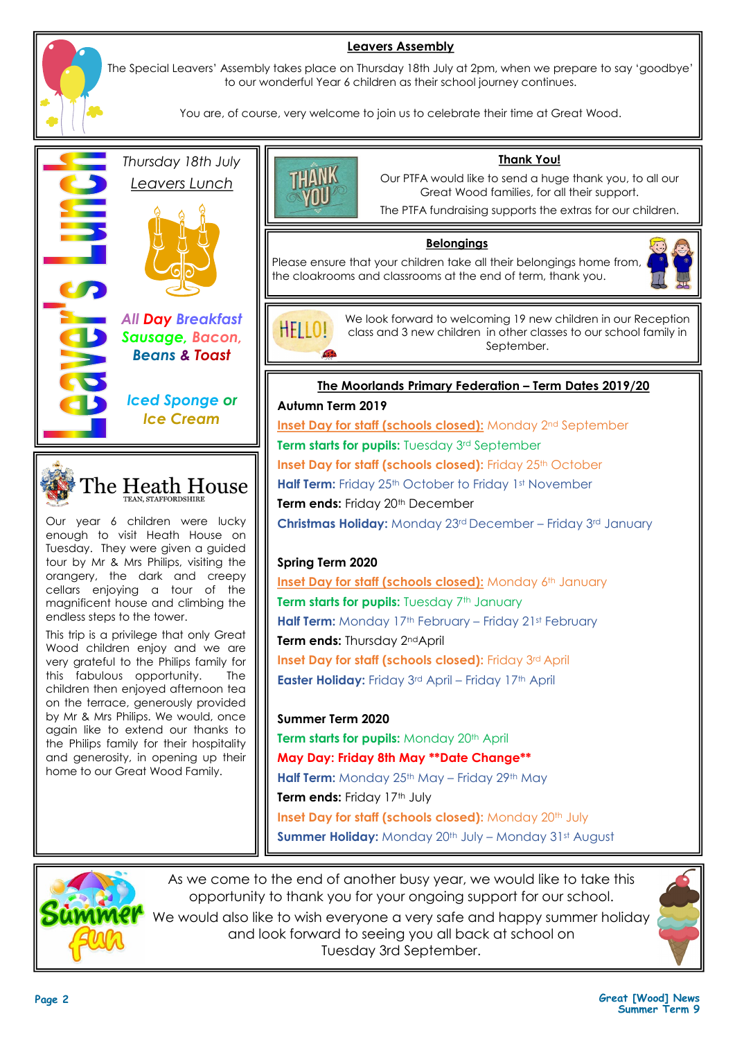## Leavers Assembly

The Special Leavers' Assembly takes place on Thursday 18th July at 2pm, when we prepare to say 'goodbye' to our wonderful Year 6 children as their school journey continues.

You are, of course, very welcome to join us to celebrate their time at Great Wood.

## Leaver's Lunch

*Thursday 18th July*

*Leavers Lunch*

***All Day Breakfast***
***Sausage, Bacon, Beans & Toast***

***Iced Sponge or Ice Cream***

## The Heath House

TEAN, STAFFORDSHIRE

Our year 6 children were lucky enough to visit Heath House on Tuesday. They were given a guided tour by Mr & Mrs Philips, visiting the orangery, the dark and creepy cellars enjoying a tour of the magnificent house and climbing the endless steps to the tower.

This trip is a privilege that only Great Wood children enjoy and we are very grateful to the Philips family for this fabulous opportunity. The children then enjoyed afternoon tea on the terrace, generously provided by Mr & Mrs Philips. We would, once again like to extend our thanks to the Philips family for their hospitality and generosity, in opening up their home to our Great Wood Family.

## Thank You!

Our PTFA would like to send a huge thank you, to all our Great Wood families, for all their support.

The PTFA fundraising supports the extras for our children.

## Belongings

Please ensure that your children take all their belongings home from, the cloakrooms and classrooms at the end of term, thank you.

HELLO!

We look forward to welcoming 19 new children in our Reception class and 3 new children in other classes to our school family in September.

## The Moorlands Primary Federation – Term Dates 2019/20

**Autumn Term 2019**

**Inset Day for staff (schools closed):** Monday 2nd September
**Term starts for pupils:** Tuesday 3rd September
**Inset Day for staff (schools closed):** Friday 25th October
**Half Term:** Friday 25th October to Friday 1st November
**Term ends:** Friday 20th December
**Christmas Holiday:** Monday 23rd December – Friday 3rd January

**Spring Term 2020**

**Inset Day for staff (schools closed):** Monday 6th January
**Term starts for pupils:** Tuesday 7th January
**Half Term:** Monday 17th February – Friday 21st February
**Term ends:** Thursday 2nd April
**Inset Day for staff (schools closed):** Friday 3rd April
**Easter Holiday:** Friday 3rd April – Friday 17th April

**Summer Term 2020**

**Term starts for pupils:** Monday 20th April
**May Day: Friday 8th May \*\*Date Change\*\***
**Half Term:** Monday 25th May – Friday 29th May
**Term ends:** Friday 17th July
**Inset Day for staff (schools closed):** Monday 20th July
**Summer Holiday:** Monday 20th July – Monday 31st August

Summer Fun

As we come to the end of another busy year, we would like to take this opportunity to thank you for your ongoing support for our school.

We would also like to wish everyone a very safe and happy summer holiday and look forward to seeing you all back at school on Tuesday 3rd September.